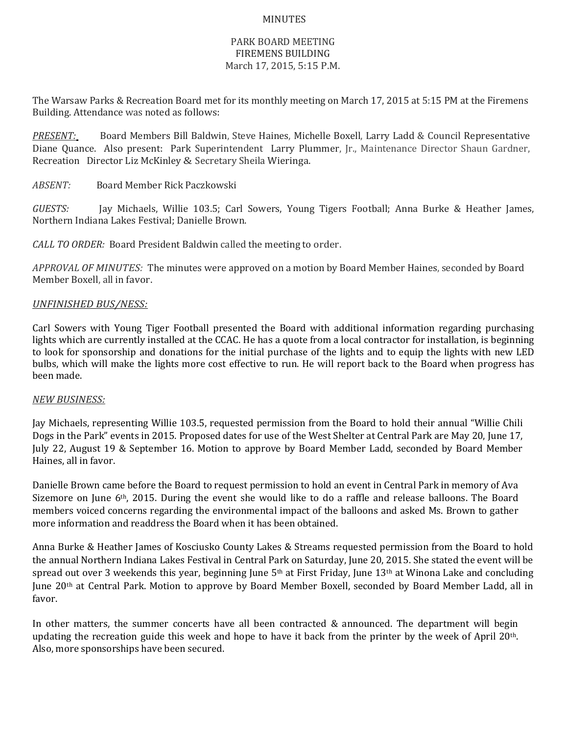MINUTES

PARK BOARD MEETING
FIREMENS BUILDING
March 17, 2015, 5:15 P.M.

The Warsaw Parks & Recreation Board met for its monthly meeting on March 17, 2015 at 5:15 PM at the Firemens Building. Attendance was noted as follows:

*PRESENT:* Board Members Bill Baldwin, Steve Haines, Michelle Boxell, Larry Ladd & Council Representative Diane Quance. Also present: Park Superintendent Larry Plummer, Jr., Maintenance Director Shaun Gardner, Recreation Director Liz McKinley & Secretary Sheila Wieringa.

*ABSENT:* Board Member Rick Paczkowski

*GUESTS:* Jay Michaels, Willie 103.5; Carl Sowers, Young Tigers Football; Anna Burke & Heather James, Northern Indiana Lakes Festival; Danielle Brown.

*CALL TO ORDER:* Board President Baldwin called the meeting to order.

*APPROVAL OF MINUTES:* The minutes were approved on a motion by Board Member Haines, seconded by Board Member Boxell, all in favor.

*UNFINISHED BUS/NESS:*

Carl Sowers with Young Tiger Football presented the Board with additional information regarding purchasing lights which are currently installed at the CCAC. He has a quote from a local contractor for installation, is beginning to look for sponsorship and donations for the initial purchase of the lights and to equip the lights with new LED bulbs, which will make the lights more cost effective to run. He will report back to the Board when progress has been made.

*NEW BUSINESS:*

Jay Michaels, representing Willie 103.5, requested permission from the Board to hold their annual "Willie Chili Dogs in the Park" events in 2015. Proposed dates for use of the West Shelter at Central Park are May 20, June 17, July 22, August 19 & September 16. Motion to approve by Board Member Ladd, seconded by Board Member Haines, all in favor.

Danielle Brown came before the Board to request permission to hold an event in Central Park in memory of Ava Sizemore on June 6th, 2015. During the event she would like to do a raffle and release balloons. The Board members voiced concerns regarding the environmental impact of the balloons and asked Ms. Brown to gather more information and readdress the Board when it has been obtained.

Anna Burke & Heather James of Kosciusko County Lakes & Streams requested permission from the Board to hold the annual Northern Indiana Lakes Festival in Central Park on Saturday, June 20, 2015. She stated the event will be spread out over 3 weekends this year, beginning June 5th at First Friday, June 13th at Winona Lake and concluding June 20th at Central Park. Motion to approve by Board Member Boxell, seconded by Board Member Ladd, all in favor.

In other matters, the summer concerts have all been contracted & announced. The department will begin updating the recreation guide this week and hope to have it back from the printer by the week of April 20th. Also, more sponsorships have been secured.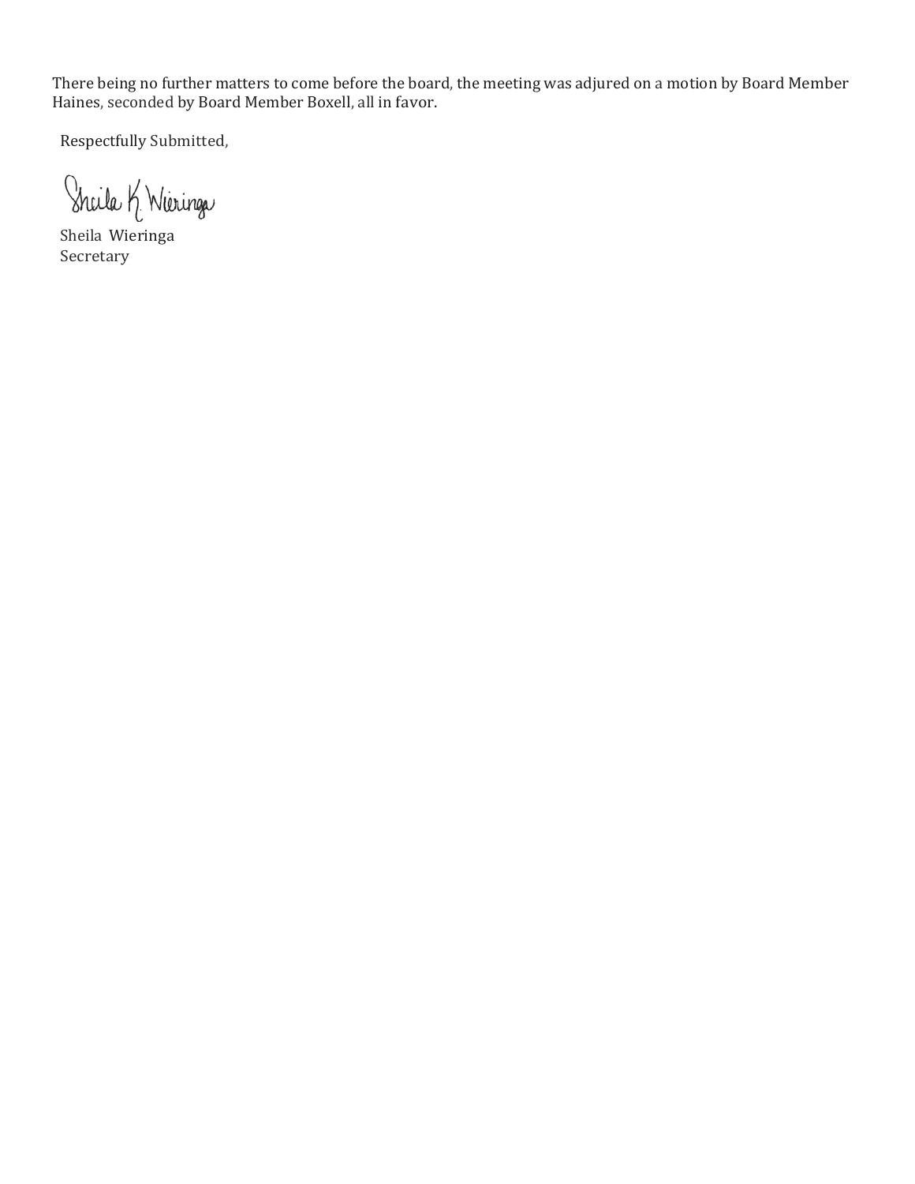There being no further matters to come before the board, the meeting was adjured on a motion by Board Member Haines, seconded by Board Member Boxell, all in favor.

Respectfully Submitted,

Sheila K. Wieringa

Sheila Wieringa
Secretary